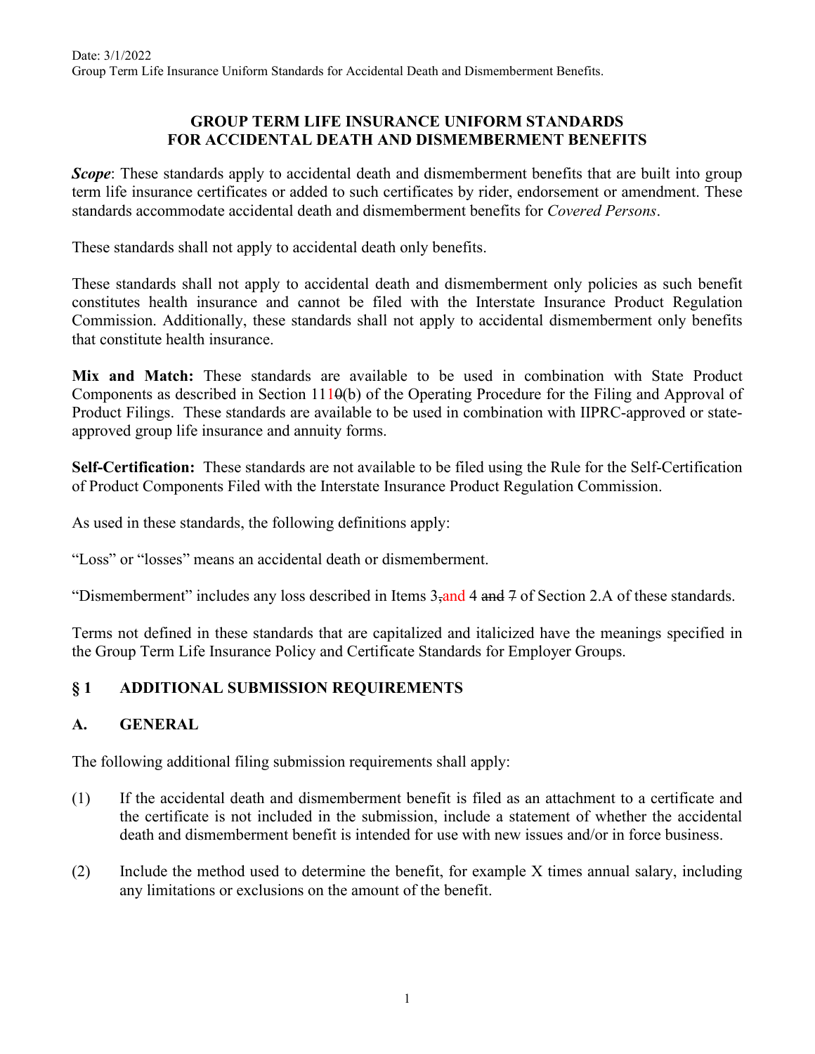Date: 3/1/2022
Group Term Life Insurance Uniform Standards for Accidental Death and Dismemberment Benefits.

# GROUP TERM LIFE INSURANCE UNIFORM STANDARDS FOR ACCIDENTAL DEATH AND DISMEMBERMENT BENEFITS

***Scope***: These standards apply to accidental death and dismemberment benefits that are built into group term life insurance certificates or added to such certificates by rider, endorsement or amendment. These standards accommodate accidental death and dismemberment benefits for *Covered Persons*.

These standards shall not apply to accidental death only benefits.

These standards shall not apply to accidental death and dismemberment only policies as such benefit constitutes health insurance and cannot be filed with the Interstate Insurance Product Regulation Commission. Additionally, these standards shall not apply to accidental dismemberment only benefits that constitute health insurance.

**Mix and Match:** These standards are available to be used in combination with State Product Components as described in Section 11~~0~~1(b) of the Operating Procedure for the Filing and Approval of Product Filings. These standards are available to be used in combination with IIPRC-approved or state-approved group life insurance and annuity forms.

**Self-Certification:** These standards are not available to be filed using the Rule for the Self-Certification of Product Components Filed with the Interstate Insurance Product Regulation Commission.

As used in these standards, the following definitions apply:

"Loss" or "losses" means an accidental death or dismemberment.

"Dismemberment" includes any loss described in Items 3~~,~~and 4 ~~and 7~~ of Section 2.A of these standards.

Terms not defined in these standards that are capitalized and italicized have the meanings specified in the Group Term Life Insurance Policy and Certificate Standards for Employer Groups.

## § 1 ADDITIONAL SUBMISSION REQUIREMENTS

### A. GENERAL

The following additional filing submission requirements shall apply:

(1) If the accidental death and dismemberment benefit is filed as an attachment to a certificate and the certificate is not included in the submission, include a statement of whether the accidental death and dismemberment benefit is intended for use with new issues and/or in force business.

(2) Include the method used to determine the benefit, for example X times annual salary, including any limitations or exclusions on the amount of the benefit.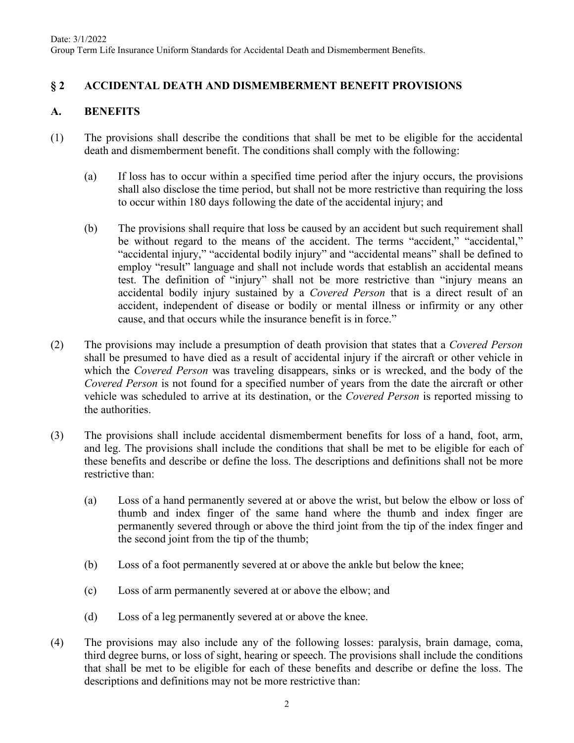## § 2 ACCIDENTAL DEATH AND DISMEMBERMENT BENEFIT PROVISIONS

### A. BENEFITS

(1) The provisions shall describe the conditions that shall be met to be eligible for the accidental death and dismemberment benefit. The conditions shall comply with the following:

   (a) If loss has to occur within a specified time period after the injury occurs, the provisions shall also disclose the time period, but shall not be more restrictive than requiring the loss to occur within 180 days following the date of the accidental injury; and

   (b) The provisions shall require that loss be caused by an accident but such requirement shall be without regard to the means of the accident. The terms "accident," "accidental," "accidental injury," "accidental bodily injury" and "accidental means" shall be defined to employ "result" language and shall not include words that establish an accidental means test. The definition of "injury" shall not be more restrictive than "injury means an accidental bodily injury sustained by a *Covered Person* that is a direct result of an accident, independent of disease or bodily or mental illness or infirmity or any other cause, and that occurs while the insurance benefit is in force."

(2) The provisions may include a presumption of death provision that states that a *Covered Person* shall be presumed to have died as a result of accidental injury if the aircraft or other vehicle in which the *Covered Person* was traveling disappears, sinks or is wrecked, and the body of the *Covered Person* is not found for a specified number of years from the date the aircraft or other vehicle was scheduled to arrive at its destination, or the *Covered Person* is reported missing to the authorities.

(3) The provisions shall include accidental dismemberment benefits for loss of a hand, foot, arm, and leg. The provisions shall include the conditions that shall be met to be eligible for each of these benefits and describe or define the loss. The descriptions and definitions shall not be more restrictive than:

   (a) Loss of a hand permanently severed at or above the wrist, but below the elbow or loss of thumb and index finger of the same hand where the thumb and index finger are permanently severed through or above the third joint from the tip of the index finger and the second joint from the tip of the thumb;

   (b) Loss of a foot permanently severed at or above the ankle but below the knee;

   (c) Loss of arm permanently severed at or above the elbow; and

   (d) Loss of a leg permanently severed at or above the knee.

(4) The provisions may also include any of the following losses: paralysis, brain damage, coma, third degree burns, or loss of sight, hearing or speech. The provisions shall include the conditions that shall be met to be eligible for each of these benefits and describe or define the loss. The descriptions and definitions may not be more restrictive than: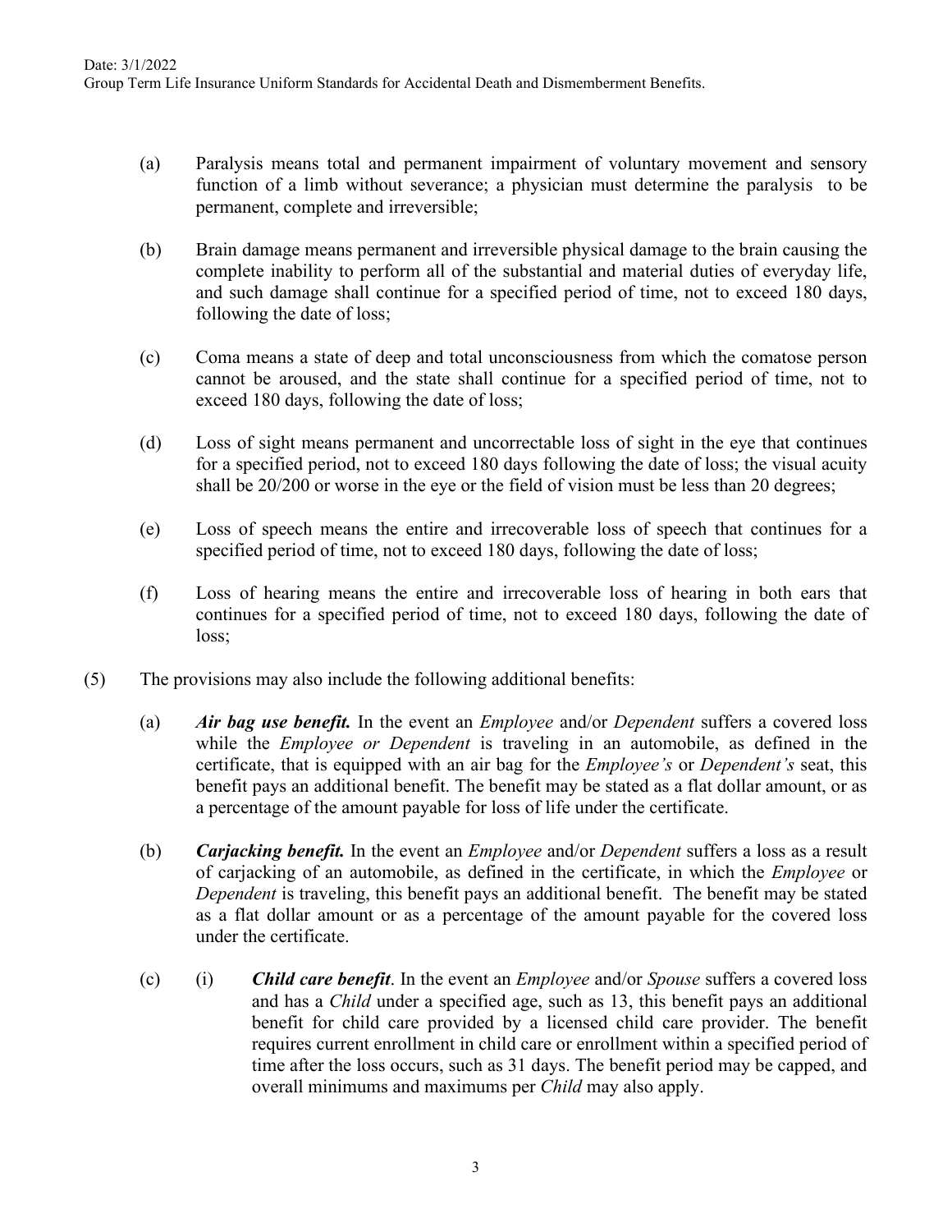(a) Paralysis means total and permanent impairment of voluntary movement and sensory function of a limb without severance; a physician must determine the paralysis to be permanent, complete and irreversible;

(b) Brain damage means permanent and irreversible physical damage to the brain causing the complete inability to perform all of the substantial and material duties of everyday life, and such damage shall continue for a specified period of time, not to exceed 180 days, following the date of loss;

(c) Coma means a state of deep and total unconsciousness from which the comatose person cannot be aroused, and the state shall continue for a specified period of time, not to exceed 180 days, following the date of loss;

(d) Loss of sight means permanent and uncorrectable loss of sight in the eye that continues for a specified period, not to exceed 180 days following the date of loss; the visual acuity shall be 20/200 or worse in the eye or the field of vision must be less than 20 degrees;

(e) Loss of speech means the entire and irrecoverable loss of speech that continues for a specified period of time, not to exceed 180 days, following the date of loss;

(f) Loss of hearing means the entire and irrecoverable loss of hearing in both ears that continues for a specified period of time, not to exceed 180 days, following the date of loss;

(5) The provisions may also include the following additional benefits:

(a) ***Air bag use benefit.*** In the event an *Employee* and/or *Dependent* suffers a covered loss while the *Employee or Dependent* is traveling in an automobile, as defined in the certificate, that is equipped with an air bag for the *Employee's* or *Dependent's* seat, this benefit pays an additional benefit. The benefit may be stated as a flat dollar amount, or as a percentage of the amount payable for loss of life under the certificate.

(b) ***Carjacking benefit.*** In the event an *Employee* and/or *Dependent* suffers a loss as a result of carjacking of an automobile, as defined in the certificate, in which the *Employee* or *Dependent* is traveling, this benefit pays an additional benefit. The benefit may be stated as a flat dollar amount or as a percentage of the amount payable for the covered loss under the certificate.

(c) (i) ***Child care benefit***. In the event an *Employee* and/or *Spouse* suffers a covered loss and has a *Child* under a specified age, such as 13, this benefit pays an additional benefit for child care provided by a licensed child care provider. The benefit requires current enrollment in child care or enrollment within a specified period of time after the loss occurs, such as 31 days. The benefit period may be capped, and overall minimums and maximums per *Child* may also apply.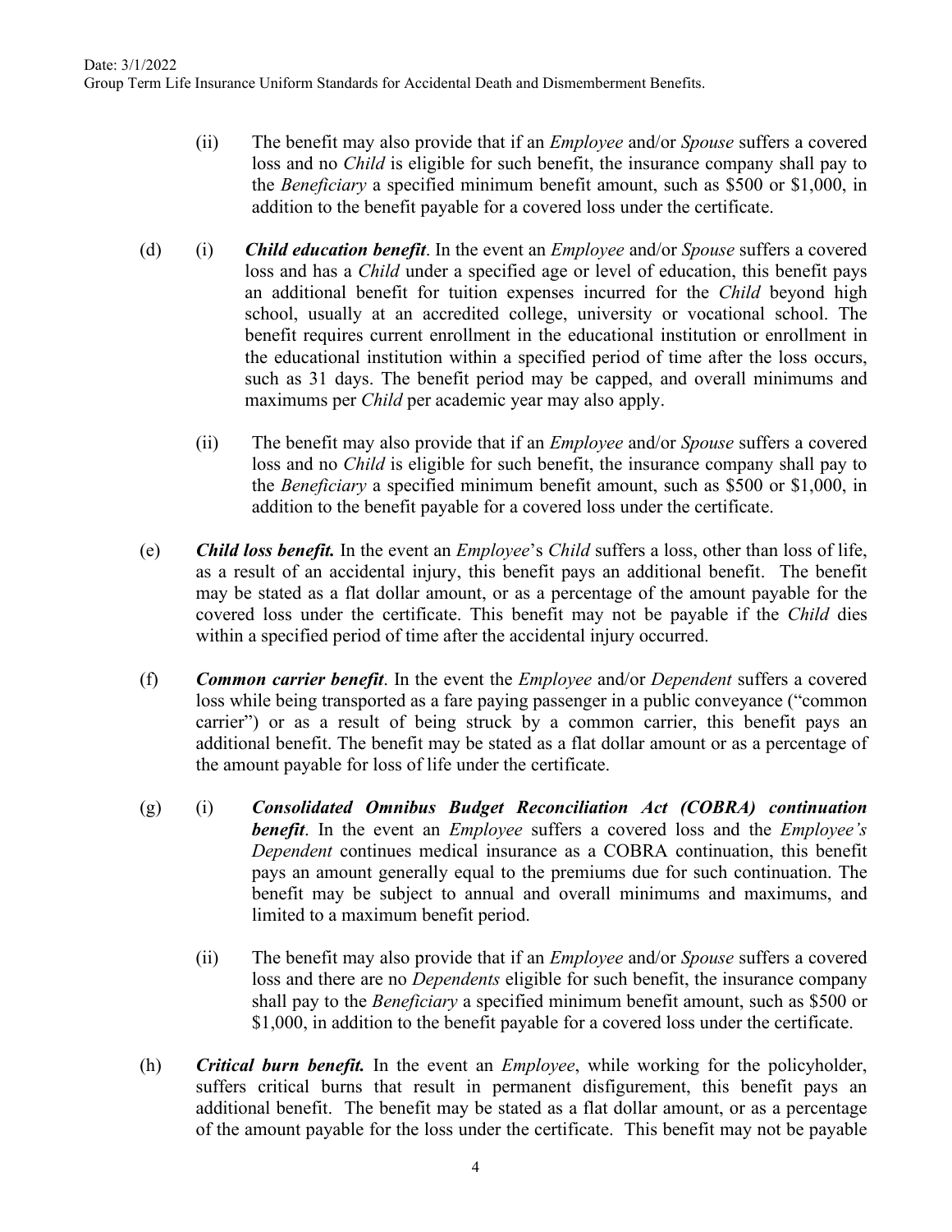(ii) The benefit may also provide that if an *Employee* and/or *Spouse* suffers a covered loss and no *Child* is eligible for such benefit, the insurance company shall pay to the *Beneficiary* a specified minimum benefit amount, such as $500 or $1,000, in addition to the benefit payable for a covered loss under the certificate.

(d) (i) ***Child education benefit***. In the event an *Employee* and/or *Spouse* suffers a covered loss and has a *Child* under a specified age or level of education, this benefit pays an additional benefit for tuition expenses incurred for the *Child* beyond high school, usually at an accredited college, university or vocational school. The benefit requires current enrollment in the educational institution or enrollment in the educational institution within a specified period of time after the loss occurs, such as 31 days. The benefit period may be capped, and overall minimums and maximums per *Child* per academic year may also apply.

(ii) The benefit may also provide that if an *Employee* and/or *Spouse* suffers a covered loss and no *Child* is eligible for such benefit, the insurance company shall pay to the *Beneficiary* a specified minimum benefit amount, such as $500 or $1,000, in addition to the benefit payable for a covered loss under the certificate.

(e) ***Child loss benefit.*** In the event an *Employee*'s *Child* suffers a loss, other than loss of life, as a result of an accidental injury, this benefit pays an additional benefit. The benefit may be stated as a flat dollar amount, or as a percentage of the amount payable for the covered loss under the certificate. This benefit may not be payable if the *Child* dies within a specified period of time after the accidental injury occurred.

(f) ***Common carrier benefit***. In the event the *Employee* and/or *Dependent* suffers a covered loss while being transported as a fare paying passenger in a public conveyance ("common carrier") or as a result of being struck by a common carrier, this benefit pays an additional benefit. The benefit may be stated as a flat dollar amount or as a percentage of the amount payable for loss of life under the certificate.

(g) (i) ***Consolidated Omnibus Budget Reconciliation Act (COBRA) continuation benefit***. In the event an *Employee* suffers a covered loss and the *Employee's Dependent* continues medical insurance as a COBRA continuation, this benefit pays an amount generally equal to the premiums due for such continuation. The benefit may be subject to annual and overall minimums and maximums, and limited to a maximum benefit period.

(ii) The benefit may also provide that if an *Employee* and/or *Spouse* suffers a covered loss and there are no *Dependents* eligible for such benefit, the insurance company shall pay to the *Beneficiary* a specified minimum benefit amount, such as $500 or $1,000, in addition to the benefit payable for a covered loss under the certificate.

(h) ***Critical burn benefit.*** In the event an *Employee*, while working for the policyholder, suffers critical burns that result in permanent disfigurement, this benefit pays an additional benefit. The benefit may be stated as a flat dollar amount, or as a percentage of the amount payable for the loss under the certificate. This benefit may not be payable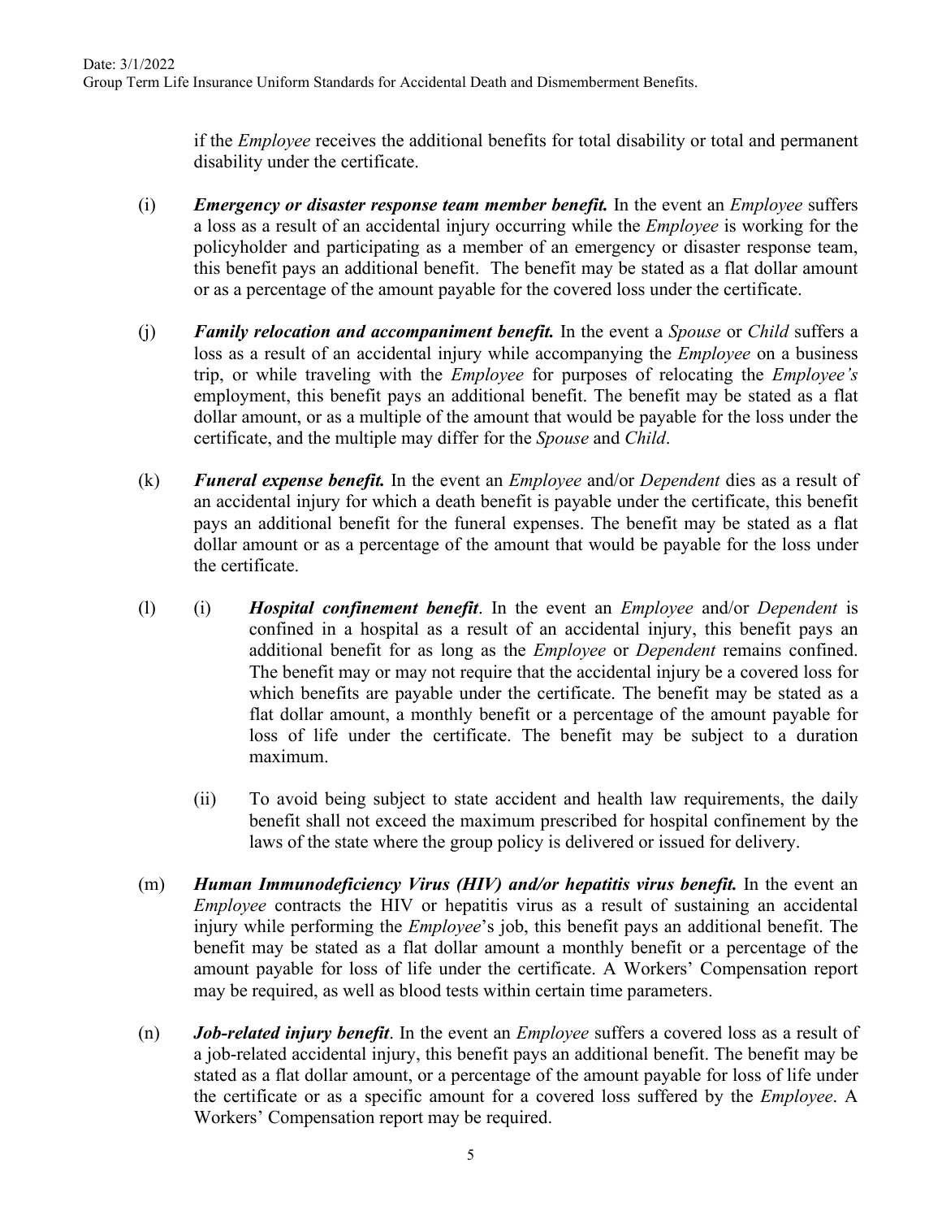if the *Employee* receives the additional benefits for total disability or total and permanent disability under the certificate.

(i) ***Emergency or disaster response team member benefit.*** In the event an *Employee* suffers a loss as a result of an accidental injury occurring while the *Employee* is working for the policyholder and participating as a member of an emergency or disaster response team, this benefit pays an additional benefit. The benefit may be stated as a flat dollar amount or as a percentage of the amount payable for the covered loss under the certificate.

(j) ***Family relocation and accompaniment benefit.*** In the event a *Spouse* or *Child* suffers a loss as a result of an accidental injury while accompanying the *Employee* on a business trip, or while traveling with the *Employee* for purposes of relocating the *Employee's* employment, this benefit pays an additional benefit. The benefit may be stated as a flat dollar amount, or as a multiple of the amount that would be payable for the loss under the certificate, and the multiple may differ for the *Spouse* and *Child*.

(k) ***Funeral expense benefit.*** In the event an *Employee* and/or *Dependent* dies as a result of an accidental injury for which a death benefit is payable under the certificate, this benefit pays an additional benefit for the funeral expenses. The benefit may be stated as a flat dollar amount or as a percentage of the amount that would be payable for the loss under the certificate.

(l) (i) ***Hospital confinement benefit***. In the event an *Employee* and/or *Dependent* is confined in a hospital as a result of an accidental injury, this benefit pays an additional benefit for as long as the *Employee* or *Dependent* remains confined. The benefit may or may not require that the accidental injury be a covered loss for which benefits are payable under the certificate. The benefit may be stated as a flat dollar amount, a monthly benefit or a percentage of the amount payable for loss of life under the certificate. The benefit may be subject to a duration maximum.

(ii) To avoid being subject to state accident and health law requirements, the daily benefit shall not exceed the maximum prescribed for hospital confinement by the laws of the state where the group policy is delivered or issued for delivery.

(m) ***Human Immunodeficiency Virus (HIV) and/or hepatitis virus benefit.*** In the event an *Employee* contracts the HIV or hepatitis virus as a result of sustaining an accidental injury while performing the *Employee*'s job, this benefit pays an additional benefit. The benefit may be stated as a flat dollar amount a monthly benefit or a percentage of the amount payable for loss of life under the certificate. A Workers' Compensation report may be required, as well as blood tests within certain time parameters.

(n) ***Job-related injury benefit***. In the event an *Employee* suffers a covered loss as a result of a job-related accidental injury, this benefit pays an additional benefit. The benefit may be stated as a flat dollar amount, or a percentage of the amount payable for loss of life under the certificate or as a specific amount for a covered loss suffered by the *Employee*. A Workers' Compensation report may be required.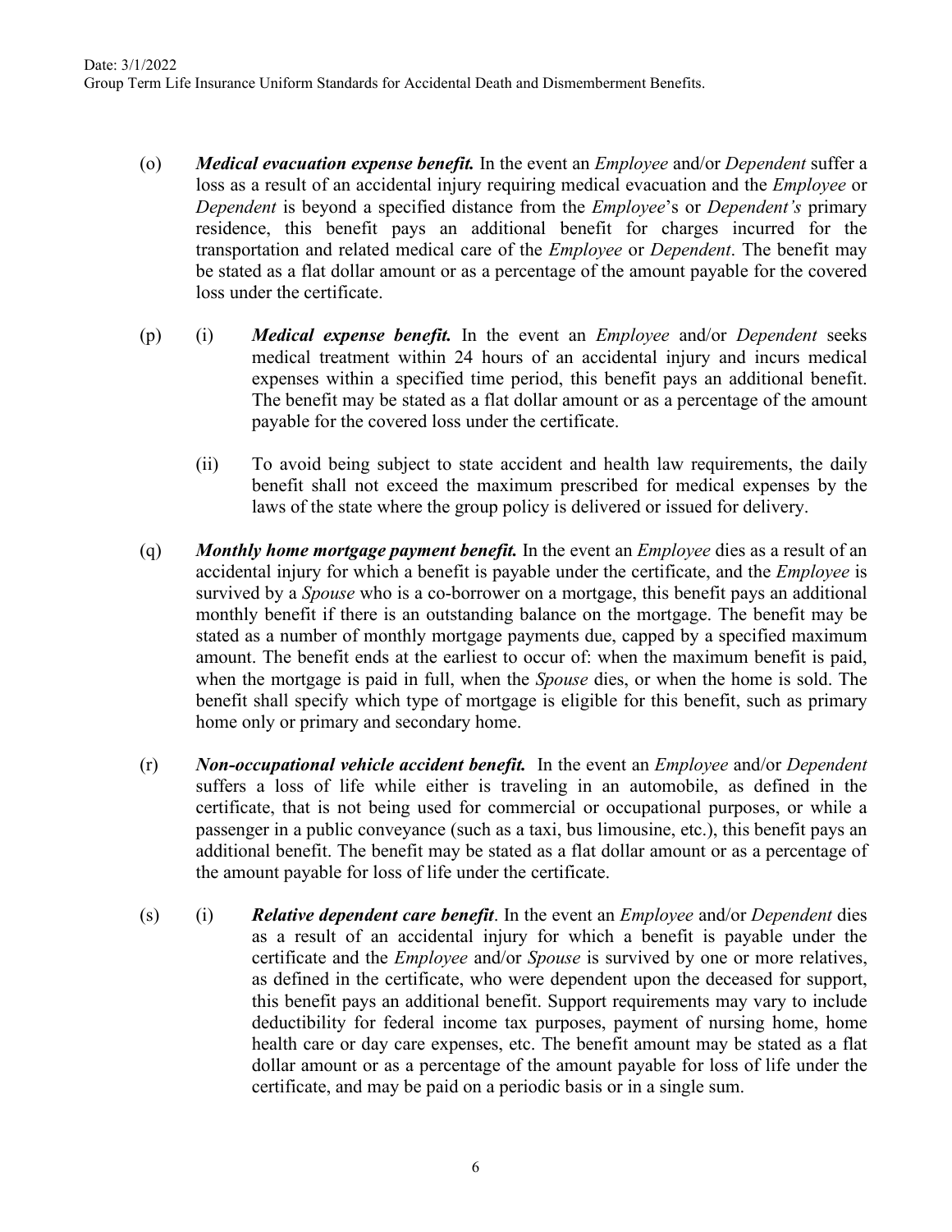(o) ***Medical evacuation expense benefit.*** In the event an *Employee* and/or *Dependent* suffer a loss as a result of an accidental injury requiring medical evacuation and the *Employee* or *Dependent* is beyond a specified distance from the *Employee*'s or *Dependent's* primary residence, this benefit pays an additional benefit for charges incurred for the transportation and related medical care of the *Employee* or *Dependent*. The benefit may be stated as a flat dollar amount or as a percentage of the amount payable for the covered loss under the certificate.

(p) (i) ***Medical expense benefit.*** In the event an *Employee* and/or *Dependent* seeks medical treatment within 24 hours of an accidental injury and incurs medical expenses within a specified time period, this benefit pays an additional benefit. The benefit may be stated as a flat dollar amount or as a percentage of the amount payable for the covered loss under the certificate.

(ii) To avoid being subject to state accident and health law requirements, the daily benefit shall not exceed the maximum prescribed for medical expenses by the laws of the state where the group policy is delivered or issued for delivery.

(q) ***Monthly home mortgage payment benefit.*** In the event an *Employee* dies as a result of an accidental injury for which a benefit is payable under the certificate, and the *Employee* is survived by a *Spouse* who is a co-borrower on a mortgage, this benefit pays an additional monthly benefit if there is an outstanding balance on the mortgage. The benefit may be stated as a number of monthly mortgage payments due, capped by a specified maximum amount. The benefit ends at the earliest to occur of: when the maximum benefit is paid, when the mortgage is paid in full, when the *Spouse* dies, or when the home is sold. The benefit shall specify which type of mortgage is eligible for this benefit, such as primary home only or primary and secondary home.

(r) ***Non-occupational vehicle accident benefit.*** In the event an *Employee* and/or *Dependent* suffers a loss of life while either is traveling in an automobile, as defined in the certificate, that is not being used for commercial or occupational purposes, or while a passenger in a public conveyance (such as a taxi, bus limousine, etc.), this benefit pays an additional benefit. The benefit may be stated as a flat dollar amount or as a percentage of the amount payable for loss of life under the certificate.

(s) (i) ***Relative dependent care benefit***. In the event an *Employee* and/or *Dependent* dies as a result of an accidental injury for which a benefit is payable under the certificate and the *Employee* and/or *Spouse* is survived by one or more relatives, as defined in the certificate, who were dependent upon the deceased for support, this benefit pays an additional benefit. Support requirements may vary to include deductibility for federal income tax purposes, payment of nursing home, home health care or day care expenses, etc. The benefit amount may be stated as a flat dollar amount or as a percentage of the amount payable for loss of life under the certificate, and may be paid on a periodic basis or in a single sum.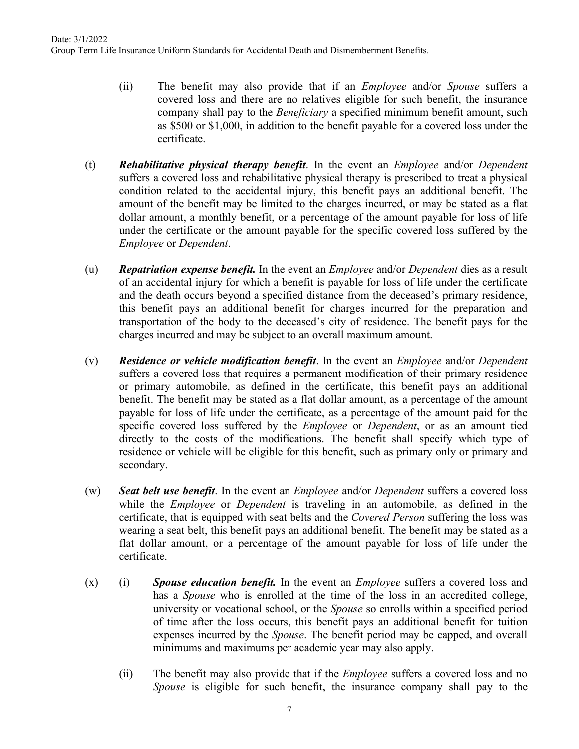(ii) The benefit may also provide that if an *Employee* and/or *Spouse* suffers a covered loss and there are no relatives eligible for such benefit, the insurance company shall pay to the *Beneficiary* a specified minimum benefit amount, such as $500 or $1,000, in addition to the benefit payable for a covered loss under the certificate.

(t) ***Rehabilitative physical therapy benefit***. In the event an *Employee* and/or *Dependent* suffers a covered loss and rehabilitative physical therapy is prescribed to treat a physical condition related to the accidental injury, this benefit pays an additional benefit. The amount of the benefit may be limited to the charges incurred, or may be stated as a flat dollar amount, a monthly benefit, or a percentage of the amount payable for loss of life under the certificate or the amount payable for the specific covered loss suffered by the *Employee* or *Dependent*.

(u) ***Repatriation expense benefit.*** In the event an *Employee* and/or *Dependent* dies as a result of an accidental injury for which a benefit is payable for loss of life under the certificate and the death occurs beyond a specified distance from the deceased's primary residence, this benefit pays an additional benefit for charges incurred for the preparation and transportation of the body to the deceased's city of residence. The benefit pays for the charges incurred and may be subject to an overall maximum amount.

(v) ***Residence or vehicle modification benefit***. In the event an *Employee* and/or *Dependent* suffers a covered loss that requires a permanent modification of their primary residence or primary automobile, as defined in the certificate, this benefit pays an additional benefit. The benefit may be stated as a flat dollar amount, as a percentage of the amount payable for loss of life under the certificate, as a percentage of the amount paid for the specific covered loss suffered by the *Employee* or *Dependent*, or as an amount tied directly to the costs of the modifications. The benefit shall specify which type of residence or vehicle will be eligible for this benefit, such as primary only or primary and secondary.

(w) ***Seat belt use benefit***. In the event an *Employee* and/or *Dependent* suffers a covered loss while the *Employee* or *Dependent* is traveling in an automobile, as defined in the certificate, that is equipped with seat belts and the *Covered Person* suffering the loss was wearing a seat belt, this benefit pays an additional benefit. The benefit may be stated as a flat dollar amount, or a percentage of the amount payable for loss of life under the certificate.

(x) (i) ***Spouse education benefit.*** In the event an *Employee* suffers a covered loss and has a *Spouse* who is enrolled at the time of the loss in an accredited college, university or vocational school, or the *Spouse* so enrolls within a specified period of time after the loss occurs, this benefit pays an additional benefit for tuition expenses incurred by the *Spouse*. The benefit period may be capped, and overall minimums and maximums per academic year may also apply.

(ii) The benefit may also provide that if the *Employee* suffers a covered loss and no *Spouse* is eligible for such benefit, the insurance company shall pay to the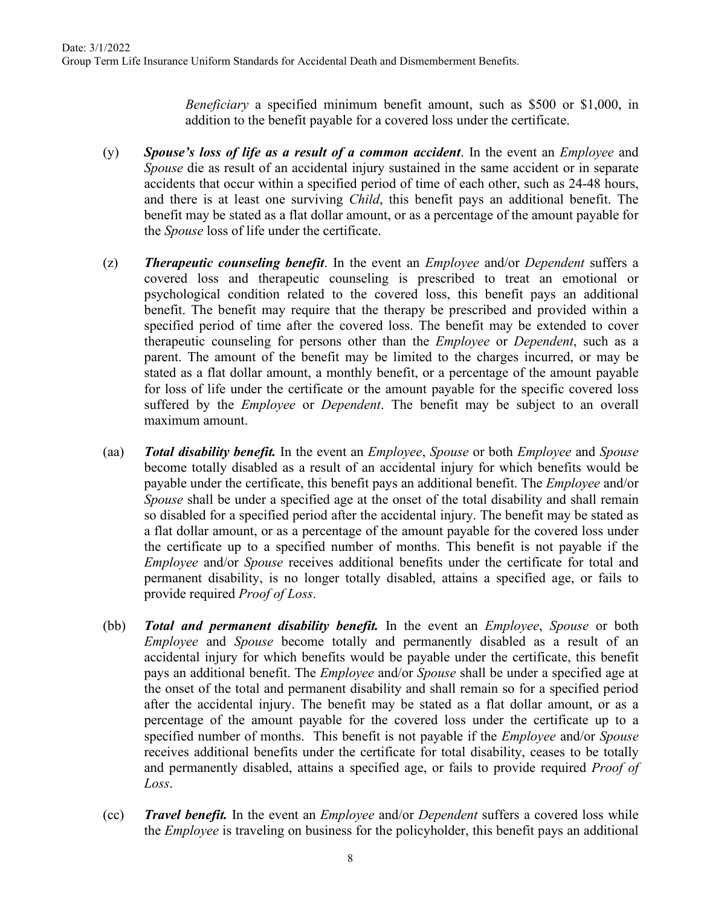*Beneficiary* a specified minimum benefit amount, such as $500 or $1,000, in addition to the benefit payable for a covered loss under the certificate.

(y) ***Spouse's loss of life as a result of a common accident***. In the event an *Employee* and *Spouse* die as result of an accidental injury sustained in the same accident or in separate accidents that occur within a specified period of time of each other, such as 24-48 hours, and there is at least one surviving *Child*, this benefit pays an additional benefit. The benefit may be stated as a flat dollar amount, or as a percentage of the amount payable for the *Spouse* loss of life under the certificate.

(z) ***Therapeutic counseling benefit***. In the event an *Employee* and/or *Dependent* suffers a covered loss and therapeutic counseling is prescribed to treat an emotional or psychological condition related to the covered loss, this benefit pays an additional benefit. The benefit may require that the therapy be prescribed and provided within a specified period of time after the covered loss. The benefit may be extended to cover therapeutic counseling for persons other than the *Employee* or *Dependent*, such as a parent. The amount of the benefit may be limited to the charges incurred, or may be stated as a flat dollar amount, a monthly benefit, or a percentage of the amount payable for loss of life under the certificate or the amount payable for the specific covered loss suffered by the *Employee* or *Dependent*. The benefit may be subject to an overall maximum amount.

(aa) ***Total disability benefit.*** In the event an *Employee*, *Spouse* or both *Employee* and *Spouse* become totally disabled as a result of an accidental injury for which benefits would be payable under the certificate, this benefit pays an additional benefit. The *Employee* and/or *Spouse* shall be under a specified age at the onset of the total disability and shall remain so disabled for a specified period after the accidental injury. The benefit may be stated as a flat dollar amount, or as a percentage of the amount payable for the covered loss under the certificate up to a specified number of months. This benefit is not payable if the *Employee* and/or *Spouse* receives additional benefits under the certificate for total and permanent disability, is no longer totally disabled, attains a specified age, or fails to provide required *Proof of Loss*.

(bb) ***Total and permanent disability benefit.*** In the event an *Employee*, *Spouse* or both *Employee* and *Spouse* become totally and permanently disabled as a result of an accidental injury for which benefits would be payable under the certificate, this benefit pays an additional benefit. The *Employee* and/or *Spouse* shall be under a specified age at the onset of the total and permanent disability and shall remain so for a specified period after the accidental injury. The benefit may be stated as a flat dollar amount, or as a percentage of the amount payable for the covered loss under the certificate up to a specified number of months. This benefit is not payable if the *Employee* and/or *Spouse* receives additional benefits under the certificate for total disability, ceases to be totally and permanently disabled, attains a specified age, or fails to provide required *Proof of Loss*.

(cc) ***Travel benefit.*** In the event an *Employee* and/or *Dependent* suffers a covered loss while the *Employee* is traveling on business for the policyholder, this benefit pays an additional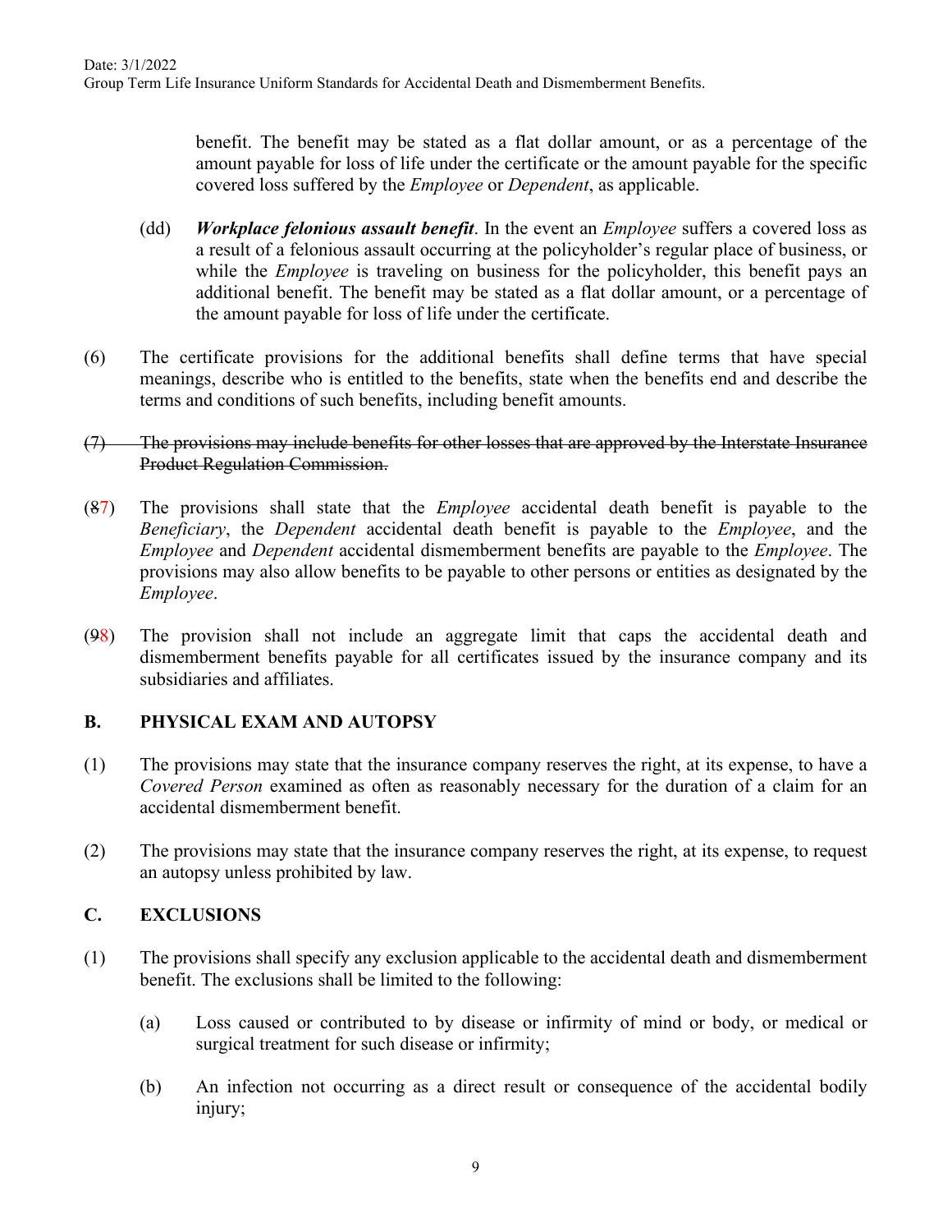benefit. The benefit may be stated as a flat dollar amount, or as a percentage of the amount payable for loss of life under the certificate or the amount payable for the specific covered loss suffered by the *Employee* or *Dependent*, as applicable.

(dd) ***Workplace felonious assault benefit***. In the event an *Employee* suffers a covered loss as a result of a felonious assault occurring at the policyholder's regular place of business, or while the *Employee* is traveling on business for the policyholder, this benefit pays an additional benefit. The benefit may be stated as a flat dollar amount, or a percentage of the amount payable for loss of life under the certificate.

(6) The certificate provisions for the additional benefits shall define terms that have special meanings, describe who is entitled to the benefits, state when the benefits end and describe the terms and conditions of such benefits, including benefit amounts.

~~(7) The provisions may include benefits for other losses that are approved by the Interstate Insurance Product Regulation Commission.~~

(~~8~~7) The provisions shall state that the *Employee* accidental death benefit is payable to the *Beneficiary*, the *Dependent* accidental death benefit is payable to the *Employee*, and the *Employee* and *Dependent* accidental dismemberment benefits are payable to the *Employee*. The provisions may also allow benefits to be payable to other persons or entities as designated by the *Employee*.

(~~9~~8) The provision shall not include an aggregate limit that caps the accidental death and dismemberment benefits payable for all certificates issued by the insurance company and its subsidiaries and affiliates.

## B. PHYSICAL EXAM AND AUTOPSY

(1) The provisions may state that the insurance company reserves the right, at its expense, to have a *Covered Person* examined as often as reasonably necessary for the duration of a claim for an accidental dismemberment benefit.

(2) The provisions may state that the insurance company reserves the right, at its expense, to request an autopsy unless prohibited by law.

## C. EXCLUSIONS

(1) The provisions shall specify any exclusion applicable to the accidental death and dismemberment benefit. The exclusions shall be limited to the following:

(a) Loss caused or contributed to by disease or infirmity of mind or body, or medical or surgical treatment for such disease or infirmity;

(b) An infection not occurring as a direct result or consequence of the accidental bodily injury;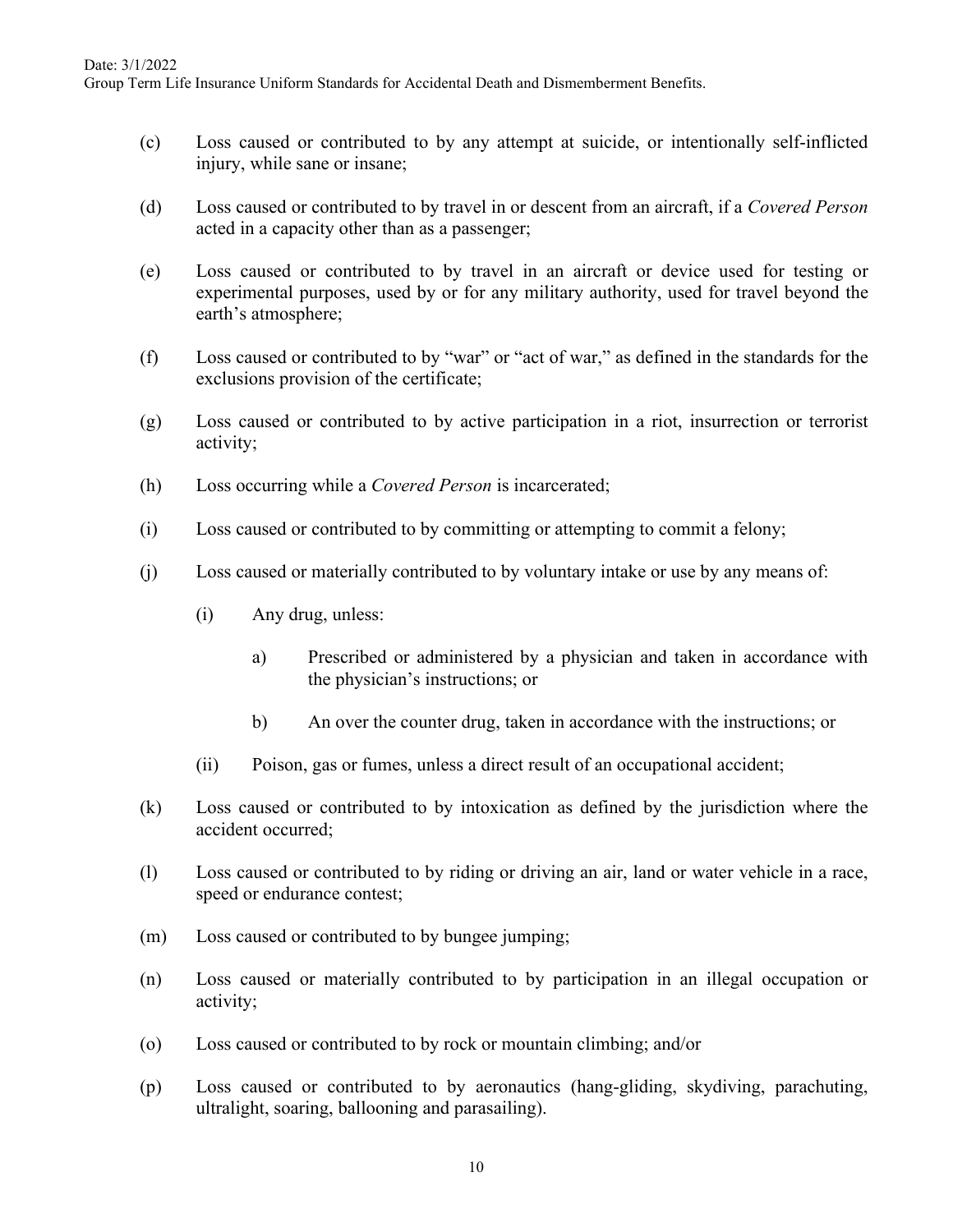(c) Loss caused or contributed to by any attempt at suicide, or intentionally self-inflicted injury, while sane or insane;

(d) Loss caused or contributed to by travel in or descent from an aircraft, if a *Covered Person* acted in a capacity other than as a passenger;

(e) Loss caused or contributed to by travel in an aircraft or device used for testing or experimental purposes, used by or for any military authority, used for travel beyond the earth's atmosphere;

(f) Loss caused or contributed to by "war" or "act of war," as defined in the standards for the exclusions provision of the certificate;

(g) Loss caused or contributed to by active participation in a riot, insurrection or terrorist activity;

(h) Loss occurring while a *Covered Person* is incarcerated;

(i) Loss caused or contributed to by committing or attempting to commit a felony;

(j) Loss caused or materially contributed to by voluntary intake or use by any means of:

  (i) Any drug, unless:

    a) Prescribed or administered by a physician and taken in accordance with the physician's instructions; or

    b) An over the counter drug, taken in accordance with the instructions; or

  (ii) Poison, gas or fumes, unless a direct result of an occupational accident;

(k) Loss caused or contributed to by intoxication as defined by the jurisdiction where the accident occurred;

(l) Loss caused or contributed to by riding or driving an air, land or water vehicle in a race, speed or endurance contest;

(m) Loss caused or contributed to by bungee jumping;

(n) Loss caused or materially contributed to by participation in an illegal occupation or activity;

(o) Loss caused or contributed to by rock or mountain climbing; and/or

(p) Loss caused or contributed to by aeronautics (hang-gliding, skydiving, parachuting, ultralight, soaring, ballooning and parasailing).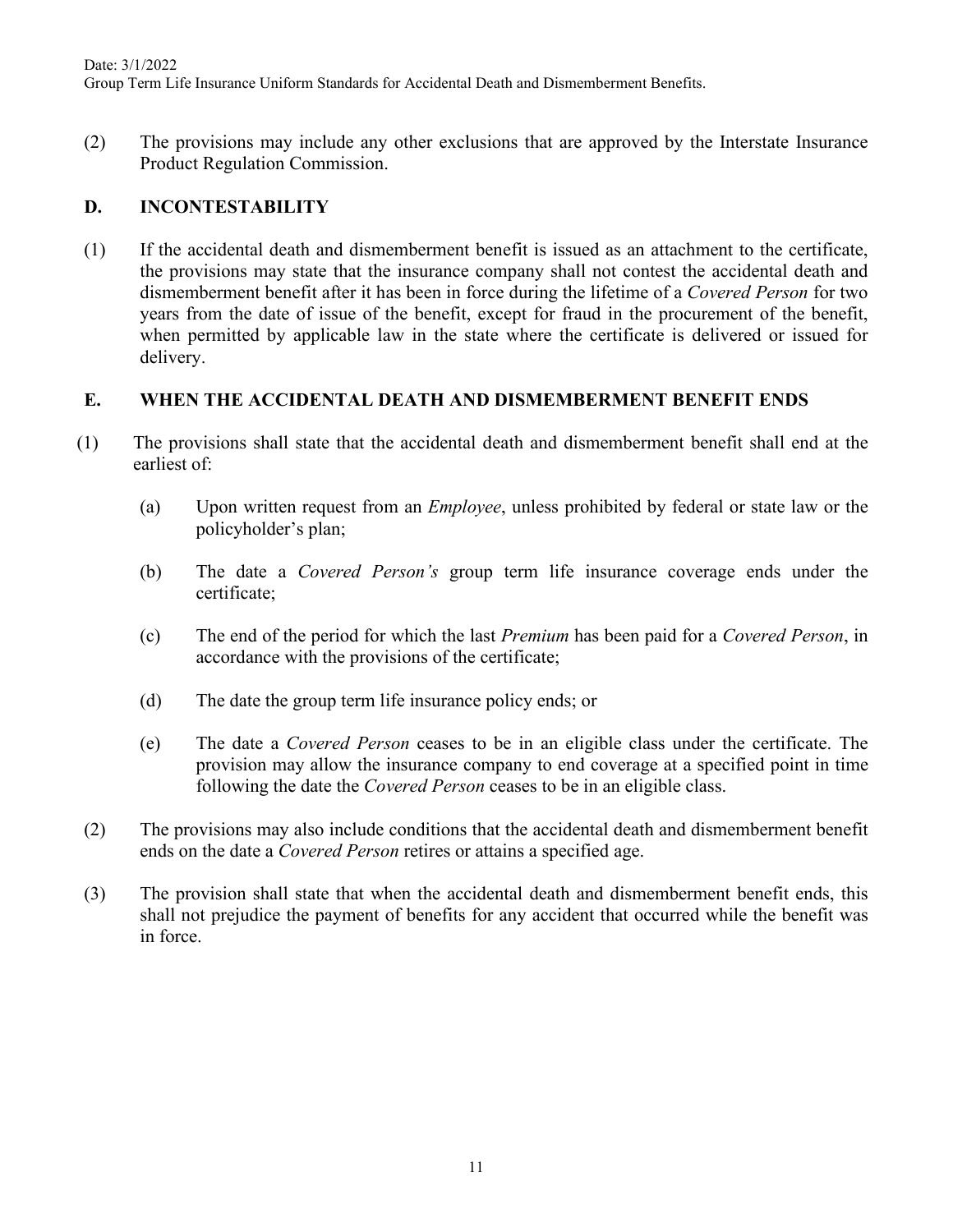(2) The provisions may include any other exclusions that are approved by the Interstate Insurance Product Regulation Commission.

## D. INCONTESTABILITY

(1) If the accidental death and dismemberment benefit is issued as an attachment to the certificate, the provisions may state that the insurance company shall not contest the accidental death and dismemberment benefit after it has been in force during the lifetime of a *Covered Person* for two years from the date of issue of the benefit, except for fraud in the procurement of the benefit, when permitted by applicable law in the state where the certificate is delivered or issued for delivery.

## E. WHEN THE ACCIDENTAL DEATH AND DISMEMBERMENT BENEFIT ENDS

(1) The provisions shall state that the accidental death and dismemberment benefit shall end at the earliest of:

- (a) Upon written request from an *Employee*, unless prohibited by federal or state law or the policyholder's plan;
- (b) The date a *Covered Person's* group term life insurance coverage ends under the certificate;
- (c) The end of the period for which the last *Premium* has been paid for a *Covered Person*, in accordance with the provisions of the certificate;
- (d) The date the group term life insurance policy ends; or
- (e) The date a *Covered Person* ceases to be in an eligible class under the certificate. The provision may allow the insurance company to end coverage at a specified point in time following the date the *Covered Person* ceases to be in an eligible class.

(2) The provisions may also include conditions that the accidental death and dismemberment benefit ends on the date a *Covered Person* retires or attains a specified age.

(3) The provision shall state that when the accidental death and dismemberment benefit ends, this shall not prejudice the payment of benefits for any accident that occurred while the benefit was in force.